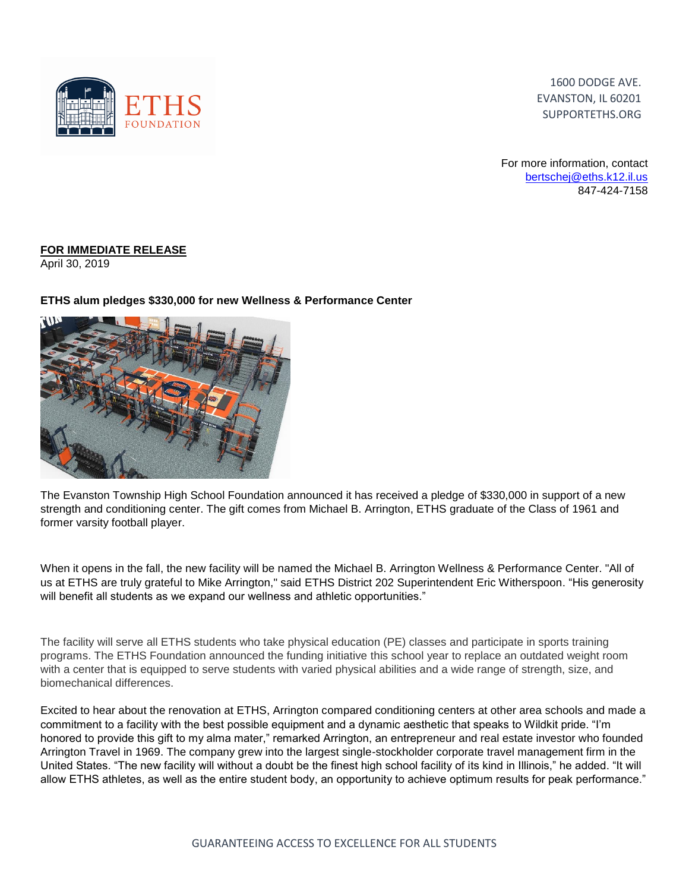ETHS FOUNDATION

1600 DODGE AVE.
EVANSTON, IL 60201
SUPPORTETHS.ORG

For more information, contact
bertschej@eths.k12.il.us
847-424-7158

**FOR IMMEDIATE RELEASE**
April 30, 2019

**ETHS alum pledges $330,000 for new Wellness & Performance Center**

The Evanston Township High School Foundation announced it has received a pledge of $330,000 in support of a new strength and conditioning center. The gift comes from Michael B. Arrington, ETHS graduate of the Class of 1961 and former varsity football player.

When it opens in the fall, the new facility will be named the Michael B. Arrington Wellness & Performance Center. "All of us at ETHS are truly grateful to Mike Arrington," said ETHS District 202 Superintendent Eric Witherspoon. "His generosity will benefit all students as we expand our wellness and athletic opportunities."

The facility will serve all ETHS students who take physical education (PE) classes and participate in sports training programs. The ETHS Foundation announced the funding initiative this school year to replace an outdated weight room with a center that is equipped to serve students with varied physical abilities and a wide range of strength, size, and biomechanical differences.

Excited to hear about the renovation at ETHS, Arrington compared conditioning centers at other area schools and made a commitment to a facility with the best possible equipment and a dynamic aesthetic that speaks to Wildkit pride. "I'm honored to provide this gift to my alma mater," remarked Arrington, an entrepreneur and real estate investor who founded Arrington Travel in 1969. The company grew into the largest single-stockholder corporate travel management firm in the United States. "The new facility will without a doubt be the finest high school facility of its kind in Illinois," he added. "It will allow ETHS athletes, as well as the entire student body, an opportunity to achieve optimum results for peak performance."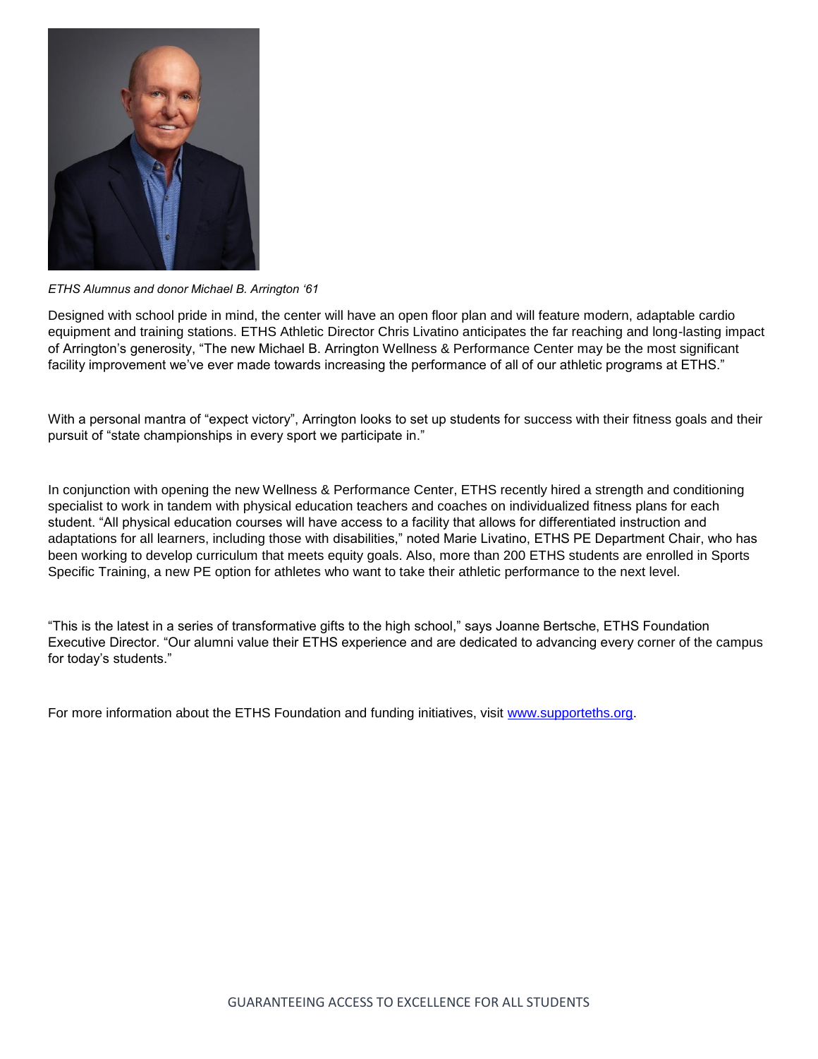*ETHS Alumnus and donor Michael B. Arrington '61*

Designed with school pride in mind, the center will have an open floor plan and will feature modern, adaptable cardio equipment and training stations. ETHS Athletic Director Chris Livatino anticipates the far reaching and long-lasting impact of Arrington's generosity, "The new Michael B. Arrington Wellness & Performance Center may be the most significant facility improvement we've ever made towards increasing the performance of all of our athletic programs at ETHS."

With a personal mantra of "expect victory", Arrington looks to set up students for success with their fitness goals and their pursuit of "state championships in every sport we participate in."

In conjunction with opening the new Wellness & Performance Center, ETHS recently hired a strength and conditioning specialist to work in tandem with physical education teachers and coaches on individualized fitness plans for each student. "All physical education courses will have access to a facility that allows for differentiated instruction and adaptations for all learners, including those with disabilities," noted Marie Livatino, ETHS PE Department Chair, who has been working to develop curriculum that meets equity goals. Also, more than 200 ETHS students are enrolled in Sports Specific Training, a new PE option for athletes who want to take their athletic performance to the next level.

"This is the latest in a series of transformative gifts to the high school," says Joanne Bertsche, ETHS Foundation Executive Director. "Our alumni value their ETHS experience and are dedicated to advancing every corner of the campus for today's students."

For more information about the ETHS Foundation and funding initiatives, visit [www.supporteths.org](http://www.supporteths.org).